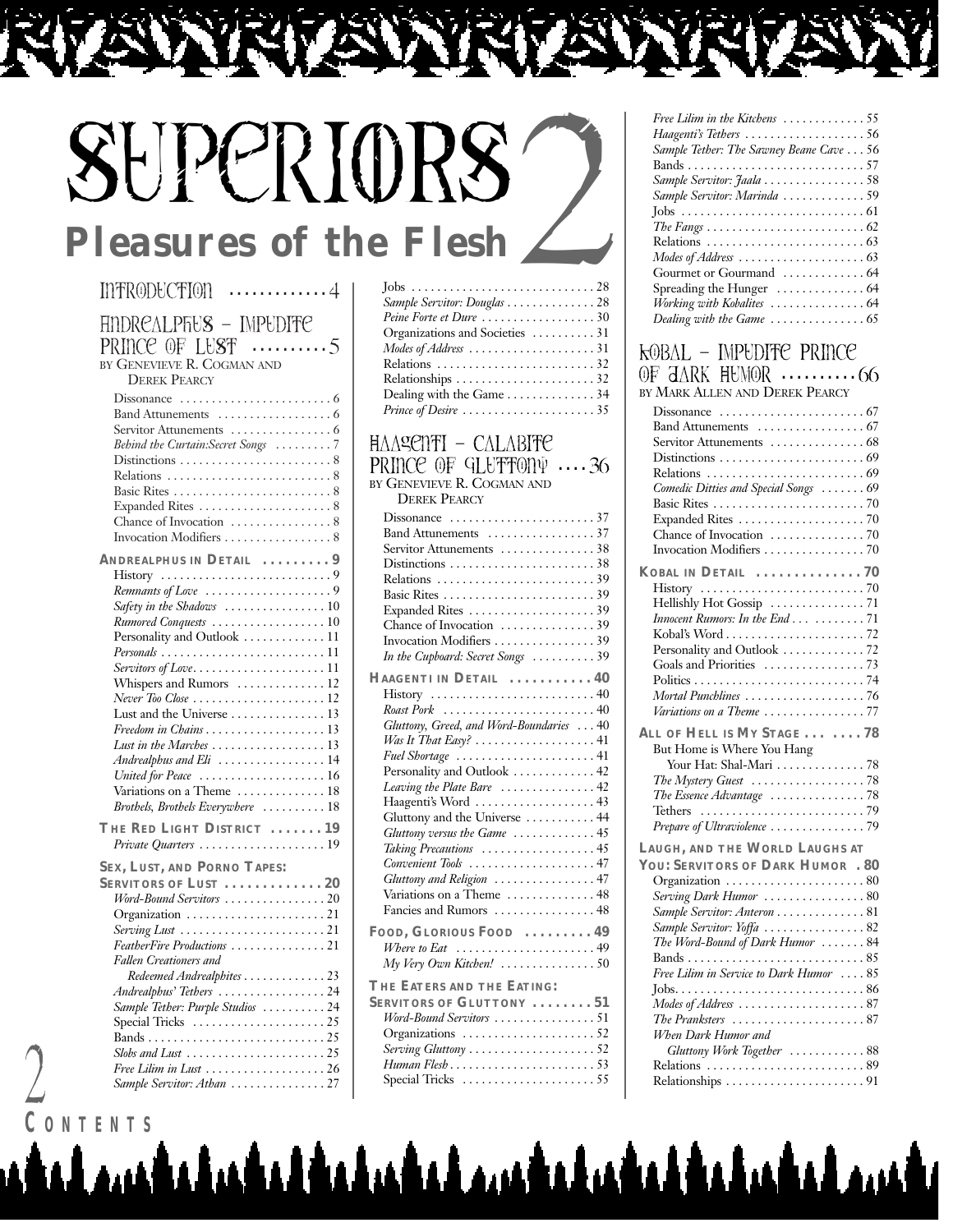# SUPERIORS 2

## Pleasures of the Flesh

### INTRODUCTION ............4

### ANDREALPHUS – IMPUDITE PRINCE OF LUST .........5

BY GENEVIEVE R. COGMAN AND DEREK PEARCY

- Dissonance ........................6
- Band Attunements ..................6
- Servitor Attunements ................6
- *Behind the Curtain:Secret Songs* .........7
- Distinctions ........................8
- Relations .........................8
- Basic Rites .........................8
- Expanded Rites .....................8
- Chance of Invocation ................8
- Invocation Modifiers .................8

**ANDREALPHUS IN DETAIL .........9**

- History ..........................9
- *Remnants of Love* ....................9
- *Safety in the Shadows* ................10
- *Rumored Conquests* ..................10
- Personality and Outlook .............11
- *Personals* .........................11
- *Servitors of Love*.....................11
- Whispers and Rumors ..............12
- *Never Too Close* .....................12
- Lust and the Universe ...............13
- *Freedom in Chains* ...................13
- *Lust in the Marches* ..................13
- *Andrealphus and Eli* .................14
- *United for Peace* ....................16
- Variations on a Theme ..............18
- *Brothels, Brothels Everywhere* ..........18

**THE RED LIGHT DISTRICT .......19**

- *Private Quarters* ....................19

**SEX, LUST, AND PORNO TAPES: SERVITORS OF LUST .............20**

- *Word-Bound Servitors* ................20
- Organization ......................21
- *Serving Lust* .......................21
- *FeatherFire Productions* ...............21
- *Fallen Creationers and Redeemed Andrealphites* .............23
- *Andrealphus' Tethers* .................24
- *Sample Tether: Purple Studios* ..........24
- Special Tricks .....................25
- Bands ............................25
- *Slobs and Lust* ......................25
- *Free Lilim in Lust* ...................26
- *Sample Servitor: Athan* ...............27
- Jobs .............................28
- *Sample Servitor: Douglas* ..............28
- *Peine Forte et Dure* ..................30
- Organizations and Societies ..........31
- *Modes of Address* ....................31
- Relations .........................32
- Relationships ......................32
- Dealing with the Game ..............34
- *Prince of Desire* .....................35

### HAAGENTI – CALABITE PRINCE OF GLUTTONY ....36

BY GENEVIEVE R. COGMAN AND DEREK PEARCY

- Dissonance .......................37
- Band Attunements .................37
- Servitor Attunements ...............38
- Distinctions .......................38
- Relations .........................39
- Basic Rites ........................39
- Expanded Rites ....................39
- Chance of Invocation ...............39
- Invocation Modifiers ................39
- *In the Cupboard: Secret Songs* ..........39

**HAAGENTI IN DETAIL ...........40**

- History ..........................40
- *Roast Pork* ........................40
- *Gluttony, Greed, and Word-Boundaries* ...40
- *Was It That Easy?* ...................41
- *Fuel Shortage* ......................41
- Personality and Outlook .............42
- *Leaving the Plate Bare* ...............42
- Haagenti's Word ...................43
- Gluttony and the Universe ...........44
- *Gluttony versus the Game* .............45
- *Taking Precautions* ..................45
- *Convenient Tools* ....................47
- *Gluttony and Religion* ................47
- Variations on a Theme ..............48
- Fancies and Rumors ................48

**FOOD, GLORIOUS FOOD .........49**

- *Where to Eat* ......................49
- *My Very Own Kitchen!* ...............50

**THE EATERS AND THE EATING: SERVITORS OF GLUTTONY ........51**

- *Word-Bound Servitors* ................51
- Organizations .....................52
- *Serving Gluttony* ....................52
- *Human Flesh* .......................53
- Special Tricks .....................55
- *Free Lilim in the Kitchens* .............55
- *Haagenti's Tethers* ...................56
- *Sample Tether: The Sawney Beane Cave* ...56
- Bands ............................57
- *Sample Servitor: Jaala* ................58
- *Sample Servitor: Marinda* .............59
- Jobs .............................61
- *The Fangs* .........................62
- Relations .........................63
- *Modes of Address* ....................63
- Gourmet or Gourmand ..............64
- Spreading the Hunger ..............64
- *Working with Kobalites* ...............64
- *Dealing with the Game* ...............65

### KOBAL – IMPUDITE PRINCE OF DARK HUMOR .........66

BY MARK ALLEN AND DEREK PEARCY

- Dissonance .......................67
- Band Attunements .................67
- Servitor Attunements ...............68
- Distinctions .......................69
- Relations .........................69
- *Comedic Ditties and Special Songs* .......69
- Basic Rites ........................70
- Expanded Rites ....................70
- Chance of Invocation ...............70
- Invocation Modifiers ................70

**KOBAL IN DETAIL .............70**

- History ..........................70
- Hellishly Hot Gossip ...............71
- *Innocent Rumors: In the End* ..........71
- Kobal's Word ......................72
- Personality and Outlook .............72
- Goals and Priorities ................73
- Politics ...........................74
- *Mortal Punchlines* ...................76
- *Variations on a Theme* ................77

**ALL OF HELL IS MY STAGE ... ....78**

- But Home is Where You Hang Your Hat: Shal-Mari ..............78
- *The Mystery Guest* ..................78
- *The Essence Advantage* ...............78
- Tethers ..........................79
- *Prepare of Ultraviolence* ...............79

**LAUGH, AND THE WORLD LAUGHS AT YOU: SERVITORS OF DARK HUMOR .80**

- Organization ......................80
- *Serving Dark Humor* ................80
- *Sample Servitor: Anteron* ..............81
- *Sample Servitor: Yoffa* ................82
- *The Word-Bound of Dark Humor* .......84
- Bands ............................85
- *Free Lilim in Service to Dark Humor* ....85
- Jobs..............................86
- *Modes of Address* ....................87
- *The Pranksters* .....................87
- *When Dark Humor and Gluttony Work Together* ............88
- Relations .........................89
- Relationships ......................91

CONTENTS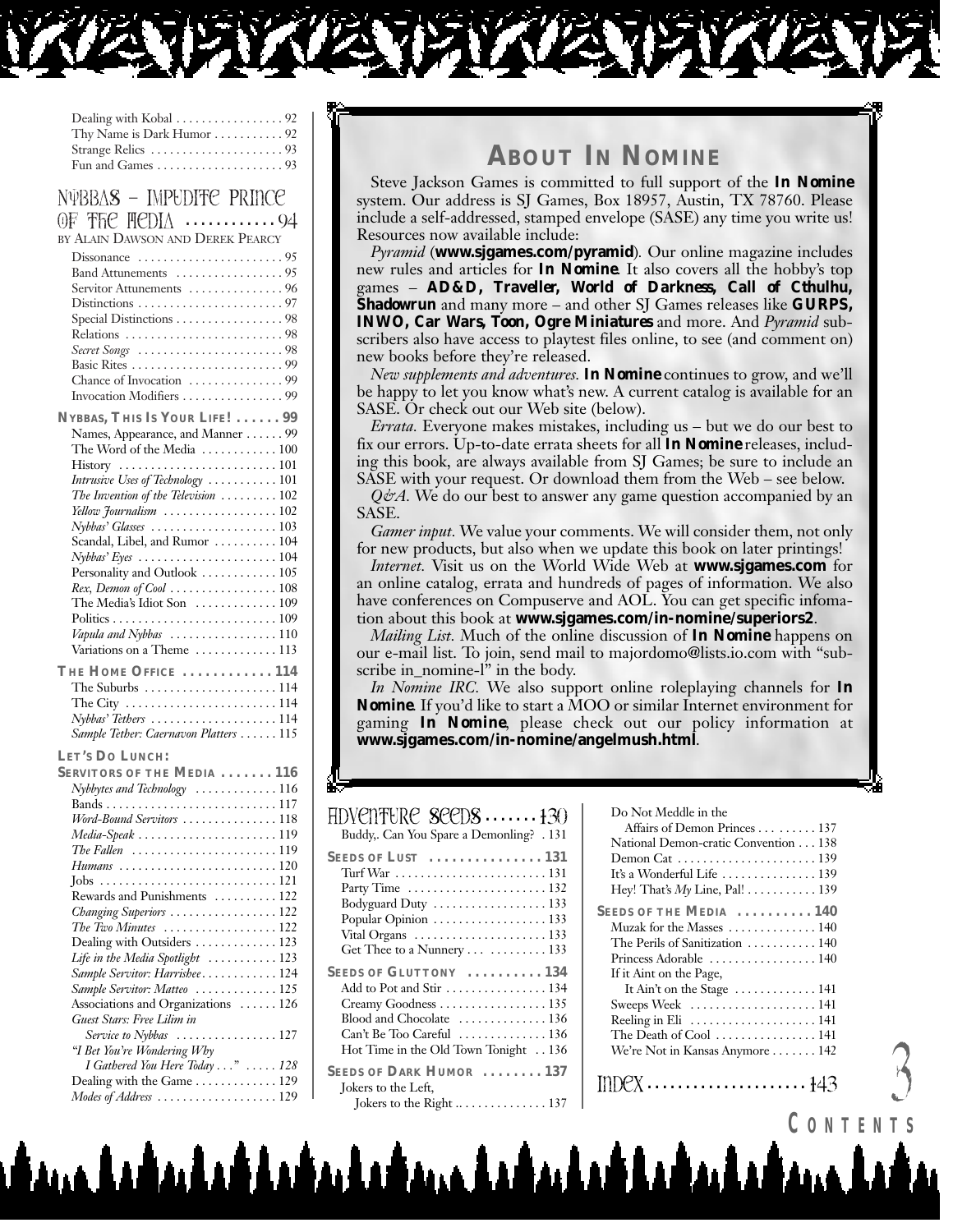Dealing with Kobal . . . . . . . . . . . . . . . . . 92
Thy Name is Dark Humor . . . . . . . . . . . 92
Strange Relics . . . . . . . . . . . . . . . . . . . . . 93
Fun and Games . . . . . . . . . . . . . . . . . . . . 93

## Nybbas – Impudite Prince of the Media . . . . . . . . . . . 94

BY ALAIN DAWSON AND DEREK PEARCY

Dissonance . . . . . . . . . . . . . . . . . . . . . . . 95
Band Attunements . . . . . . . . . . . . . . . . . 95
Servitor Attunements . . . . . . . . . . . . . . . 96
Distinctions . . . . . . . . . . . . . . . . . . . . . . . 97
Special Distinctions . . . . . . . . . . . . . . . . . 98
Relations . . . . . . . . . . . . . . . . . . . . . . . . . 98
*Secret Songs* . . . . . . . . . . . . . . . . . . . . . . 98
Basic Rites . . . . . . . . . . . . . . . . . . . . . . . . 99
Chance of Invocation . . . . . . . . . . . . . . . 99
Invocation Modifiers . . . . . . . . . . . . . . . . 99

**NYBBAS, THIS IS YOUR LIFE! . . . . . . 99**

Names, Appearance, and Manner . . . . . . 99
The Word of the Media . . . . . . . . . . . . 100
History . . . . . . . . . . . . . . . . . . . . . . . . . 101
*Intrusive Uses of Technology* . . . . . . . . . . . 101
*The Invention of the Television* . . . . . . . . . 102
*Yellow Journalism* . . . . . . . . . . . . . . . . . . 102
*Nybbas' Glasses* . . . . . . . . . . . . . . . . . . . . 103
Scandal, Libel, and Rumor . . . . . . . . . . 104
*Nybbas' Eyes* . . . . . . . . . . . . . . . . . . . . . . 104
Personality and Outlook . . . . . . . . . . . . 105
*Rex, Demon of Cool* . . . . . . . . . . . . . . . . . 108
The Media's Idiot Son . . . . . . . . . . . . . 109
Politics . . . . . . . . . . . . . . . . . . . . . . . . . . 109
*Vapula and Nybbas* . . . . . . . . . . . . . . . . . 110
Variations on a Theme . . . . . . . . . . . . . 113

**THE HOME OFFICE . . . . . . . . . . . . 114**

The Suburbs . . . . . . . . . . . . . . . . . . . . . 114
The City . . . . . . . . . . . . . . . . . . . . . . . . 114
*Nybbas' Tethers* . . . . . . . . . . . . . . . . . . . . 114
*Sample Tether: Caernavon Platters* . . . . . . 115

**LET'S DO LUNCH: SERVITORS OF THE MEDIA . . . . . . . 116**

*Nybbytes and Technology* . . . . . . . . . . . . 116
Bands . . . . . . . . . . . . . . . . . . . . . . . . . . . 117
*Word-Bound Servitors* . . . . . . . . . . . . . . . 118
*Media-Speak* . . . . . . . . . . . . . . . . . . . . . . 119
*The Fallen* . . . . . . . . . . . . . . . . . . . . . . . 119
*Humans* . . . . . . . . . . . . . . . . . . . . . . . . . 120
Jobs . . . . . . . . . . . . . . . . . . . . . . . . . . . . 121
Rewards and Punishments . . . . . . . . . . 122
*Changing Superiors* . . . . . . . . . . . . . . . . . 122
*The Two Minutes* . . . . . . . . . . . . . . . . . . 122
Dealing with Outsiders . . . . . . . . . . . . . 123
*Life in the Media Spotlight* . . . . . . . . . . . 123
*Sample Servitor: Harrishee* . . . . . . . . . . . . 124
*Sample Servitor: Matteo* . . . . . . . . . . . . . 125
Associations and Organizations . . . . . . 126
*Guest Stars: Free Lilim in Service to Nybbas* . . . . . . . . . . . . . . . . 127
*"I Bet You're Wondering Why I Gathered You Here Today . . ."* . . . . . 128
Dealing with the Game . . . . . . . . . . . . . 129
*Modes of Address* . . . . . . . . . . . . . . . . . . 129

## About In Nomine

Steve Jackson Games is committed to full support of the **In Nomine** system. Our address is SJ Games, Box 18957, Austin, TX 78760. Please include a self-addressed, stamped envelope (SASE) any time you write us! Resources now available include:

*Pyramid* (**www.sjgames.com/pyramid**). Our online magazine includes new rules and articles for **In Nomine**. It also covers all the hobby's top games – **AD&D, Traveller, World of Darkness, Call of Cthulhu, Shadowrun** and many more – and other SJ Games releases like **GURPS, INWO, Car Wars, Toon, Ogre Miniatures** and more. And *Pyramid* subscribers also have access to playtest files online, to see (and comment on) new books before they're released.

*New supplements and adventures.* **In Nomine** continues to grow, and we'll be happy to let you know what's new. A current catalog is available for an SASE. Or check out our Web site (below).

*Errata.* Everyone makes mistakes, including us – but we do our best to fix our errors. Up-to-date errata sheets for all **In Nomine** releases, including this book, are always available from SJ Games; be sure to include an SASE with your request. Or download them from the Web – see below.

*Q&A.* We do our best to answer any game question accompanied by an SASE.

*Gamer input.* We value your comments. We will consider them, not only for new products, but also when we update this book on later printings!

*Internet.* Visit us on the World Wide Web at **www.sjgames.com** for an online catalog, errata and hundreds of pages of information. We also have conferences on Compuserve and AOL. You can get specific infomation about this book at **www.sjgames.com/in-nomine/superiors2**.

*Mailing List.* Much of the online discussion of **In Nomine** happens on our e-mail list. To join, send mail to majordomo@lists.io.com with "subscribe in_nomine-l" in the body.

*In Nomine IRC.* We also support online roleplaying channels for **In Nomine**. If you'd like to start a MOO or similar Internet environment for gaming **In Nomine**, please check out our policy information at **www.sjgames.com/in-nomine/angelmush.html**.

## Adventure Seeds . . . . . . . 130

Buddy,. Can You Spare a Demonling? . 131

**SEEDS OF LUST . . . . . . . . . . . . . . . 131**

Turf War . . . . . . . . . . . . . . . . . . . . . . . . 131
Party Time . . . . . . . . . . . . . . . . . . . . . . 132
Bodyguard Duty . . . . . . . . . . . . . . . . . . 133
Popular Opinion . . . . . . . . . . . . . . . . . . 133
Vital Organs . . . . . . . . . . . . . . . . . . . . . 133
Get Thee to a Nunnery . . . . . . . . . . . . 133

**SEEDS OF GLUTTONY . . . . . . . . . . 134**

Add to Pot and Stir . . . . . . . . . . . . . . . . 134
Creamy Goodness . . . . . . . . . . . . . . . . . 135
Blood and Chocolate . . . . . . . . . . . . . . 136
Can't Be Too Careful . . . . . . . . . . . . . . 136
Hot Time in the Old Town Tonight . . 136

**SEEDS OF DARK HUMOR . . . . . . . . 137**

Jokers to the Left, Jokers to the Right . . . . . . . . . . . . . . . 137
Do Not Meddle in the Affairs of Demon Princes . . . . . . . . . 137
National Demon-cratic Convention . . . 138
Demon Cat . . . . . . . . . . . . . . . . . . . . . . 139
It's a Wonderful Life . . . . . . . . . . . . . . . 139
Hey! That's *My* Line, Pal! . . . . . . . . . . . 139

**SEEDS OF THE MEDIA . . . . . . . . . . 140**

Muzak for the Masses . . . . . . . . . . . . . . 140
The Perils of Sanitization . . . . . . . . . . . 140
Princess Adorable . . . . . . . . . . . . . . . . . 140
If it Aint on the Page, It Ain't on the Stage . . . . . . . . . . . . . 141
Sweeps Week . . . . . . . . . . . . . . . . . . . . 141
Reeling in Eli . . . . . . . . . . . . . . . . . . . . 141
The Death of Cool . . . . . . . . . . . . . . . . 141
We're Not in Kansas Anymore . . . . . . . 142

## Index . . . . . . . . . . . . . . . . . . . . 143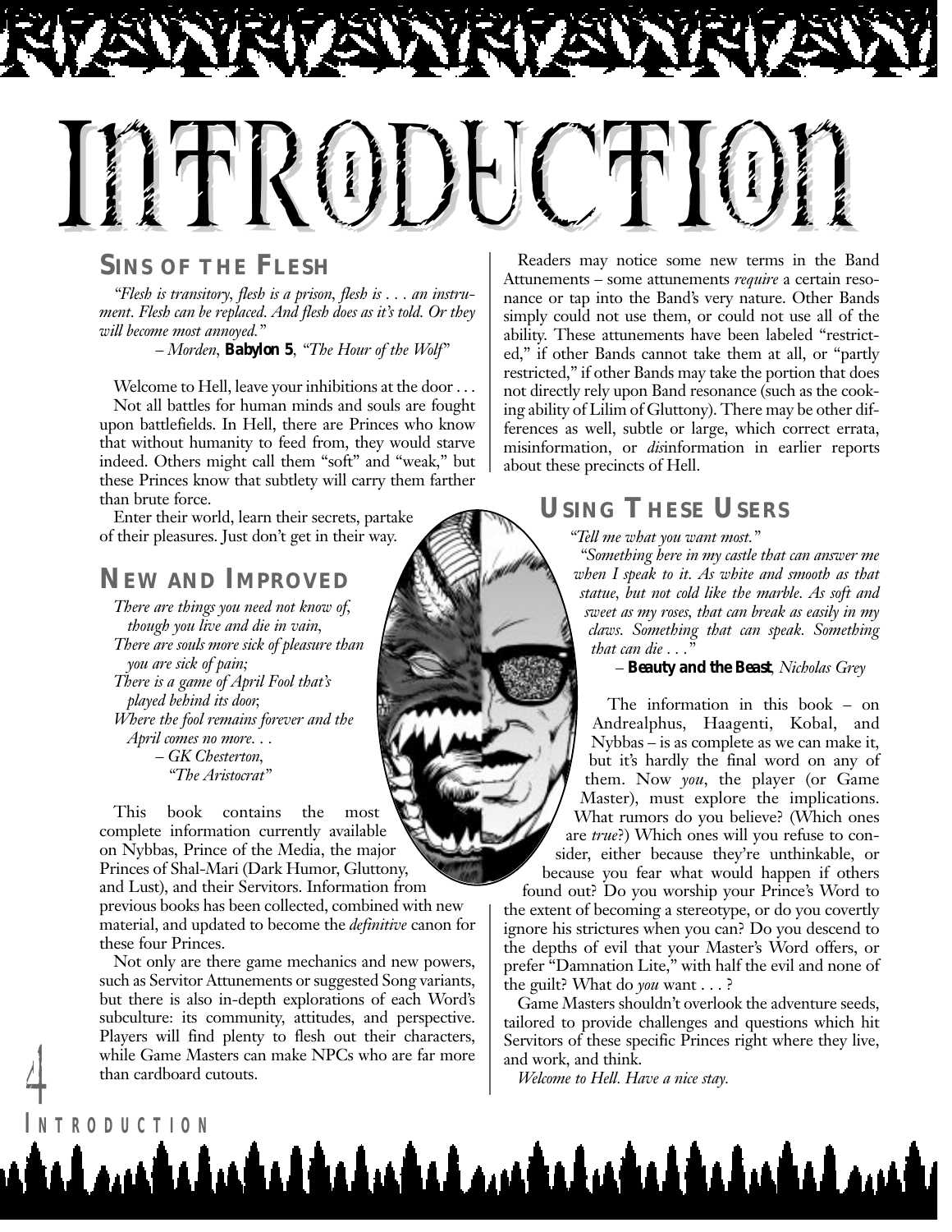# Introduction

## Sins of the Flesh

*"Flesh is transitory, flesh is a prison, flesh is . . . an instrument. Flesh can be replaced. And flesh does as it's told. Or they will become most annoyed."*

– *Morden*, **Babylon 5**, *"The Hour of the Wolf"*

Welcome to Hell, leave your inhibitions at the door . . .

Not all battles for human minds and souls are fought upon battlefields. In Hell, there are Princes who know that without humanity to feed from, they would starve indeed. Others might call them "soft" and "weak," but these Princes know that subtlety will carry them farther than brute force.

Enter their world, learn their secrets, partake of their pleasures. Just don't get in their way.

## New and Improved

*There are things you need not know of,*
*though you live and die in vain,*
*There are souls more sick of pleasure than*
*you are sick of pain;*
*There is a game of April Fool that's*
*played behind its door,*
*Where the fool remains forever and the*
*April comes no more. . .*

– *GK Chesterton, "The Aristocrat"*

This book contains the most complete information currently available on Nybbas, Prince of the Media, the major Princes of Shal-Mari (Dark Humor, Gluttony, and Lust), and their Servitors. Information from previous books has been collected, combined with new material, and updated to become the *definitive* canon for these four Princes.

Not only are there game mechanics and new powers, such as Servitor Attunements or suggested Song variants, but there is also in-depth explorations of each Word's subculture: its community, attitudes, and perspective. Players will find plenty to flesh out their characters, while Game Masters can make NPCs who are far more than cardboard cutouts.

Readers may notice some new terms in the Band Attunements – some attunements *require* a certain resonance or tap into the Band's very nature. Other Bands simply could not use them, or could not use all of the ability. These attunements have been labeled "restricted," if other Bands cannot take them at all, or "partly restricted," if other Bands may take the portion that does not directly rely upon Band resonance (such as the cooking ability of Lilim of Gluttony). There may be other differences as well, subtle or large, which correct errata, misinformation, or *dis*information in earlier reports about these precincts of Hell.

## Using These Users

*"Tell me what you want most."*

*"Something here in my castle that can answer me when I speak to it. As white and smooth as that statue, but not cold like the marble. As soft and sweet as my roses, that can break as easily in my claws. Something that can speak. Something that can die . . ."*

– **Beauty and the Beast**, *Nicholas Grey*

The information in this book – on Andrealphus, Haagenti, Kobal, and Nybbas – is as complete as we can make it, but it's hardly the final word on any of them. Now *you*, the player (or Game Master), must explore the implications. What rumors do you believe? (Which ones are *true*?) Which ones will you refuse to consider, either because they're unthinkable, or because you fear what would happen if others found out? Do you worship your Prince's Word to the extent of becoming a stereotype, or do you covertly ignore his strictures when you can? Do you descend to the depths of evil that your Master's Word offers, or prefer "Damnation Lite," with half the evil and none of the guilt? What do *you* want . . . ?

Game Masters shouldn't overlook the adventure seeds, tailored to provide challenges and questions which hit Servitors of these specific Princes right where they live, and work, and think.

*Welcome to Hell. Have a nice stay.*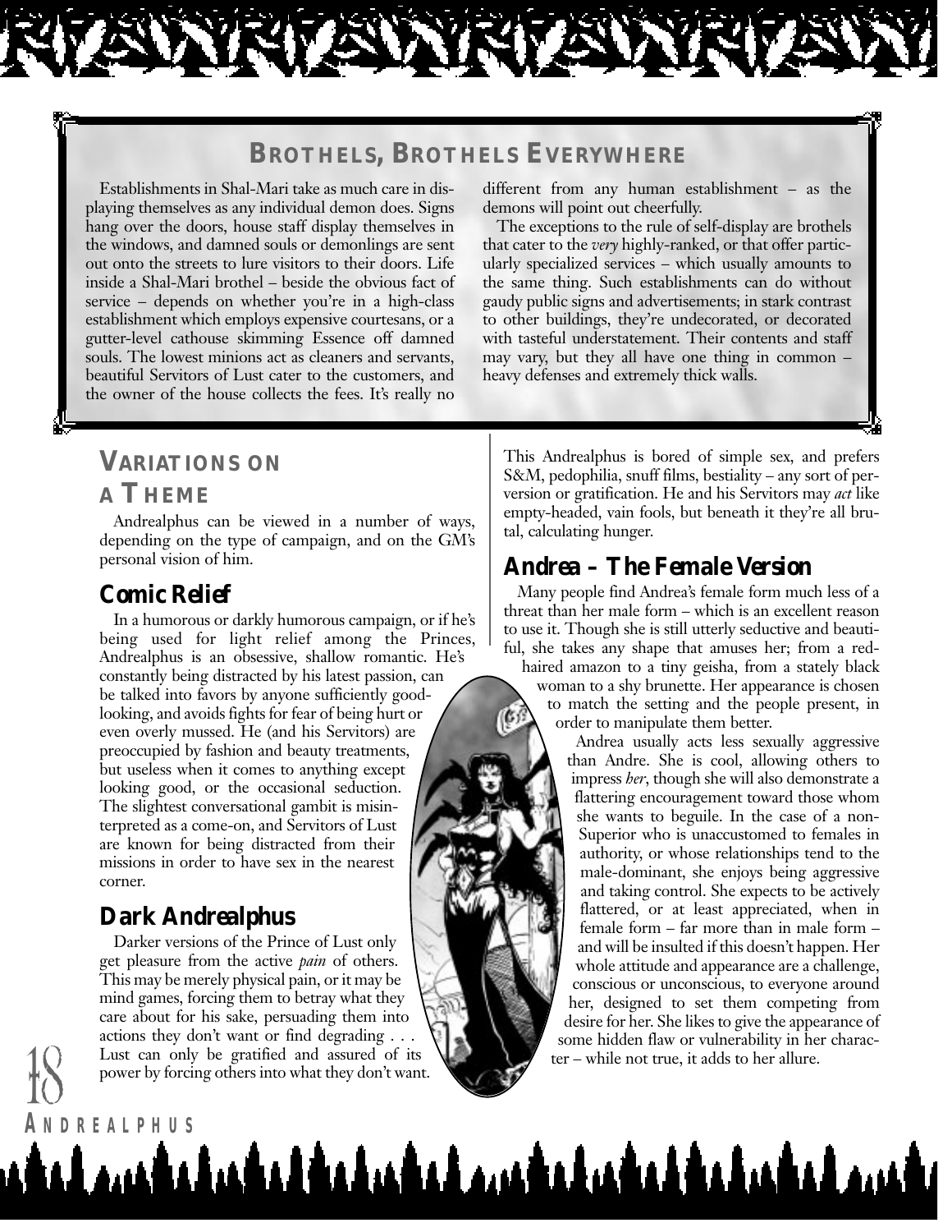## Brothels, Brothels Everywhere

Establishments in Shal-Mari take as much care in displaying themselves as any individual demon does. Signs hang over the doors, house staff display themselves in the windows, and damned souls or demonlings are sent out onto the streets to lure visitors to their doors. Life inside a Shal-Mari brothel – beside the obvious fact of service – depends on whether you're in a high-class establishment which employs expensive courtesans, or a gutter-level cathouse skimming Essence off damned souls. The lowest minions act as cleaners and servants, beautiful Servitors of Lust cater to the customers, and the owner of the house collects the fees. It's really no different from any human establishment – as the demons will point out cheerfully.

The exceptions to the rule of self-display are brothels that cater to the *very* highly-ranked, or that offer particularly specialized services – which usually amounts to the same thing. Such establishments can do without gaudy public signs and advertisements; in stark contrast to other buildings, they're undecorated, or decorated with tasteful understatement. Their contents and staff may vary, but they all have one thing in common – heavy defenses and extremely thick walls.

## Variations on a Theme

Andrealphus can be viewed in a number of ways, depending on the type of campaign, and on the GM's personal vision of him.

### Comic Relief

In a humorous or darkly humorous campaign, or if he's being used for light relief among the Princes, Andrealphus is an obsessive, shallow romantic. He's constantly being distracted by his latest passion, can be talked into favors by anyone sufficiently good-looking, and avoids fights for fear of being hurt or even overly mussed. He (and his Servitors) are preoccupied by fashion and beauty treatments, but useless when it comes to anything except looking good, or the occasional seduction. The slightest conversational gambit is misinterpreted as a come-on, and Servitors of Lust are known for being distracted from their missions in order to have sex in the nearest corner.

### Dark Andrealphus

Darker versions of the Prince of Lust only get pleasure from the active *pain* of others. This may be merely physical pain, or it may be mind games, forcing them to betray what they care about for his sake, persuading them into actions they don't want or find degrading . . . Lust can only be gratified and assured of its power by forcing others into what they don't want. This Andrealphus is bored of simple sex, and prefers S&M, pedophilia, snuff films, bestiality – any sort of perversion or gratification. He and his Servitors may *act* like empty-headed, vain fools, but beneath it they're all brutal, calculating hunger.

### Andrea – The Female Version

Many people find Andrea's female form much less of a threat than her male form – which is an excellent reason to use it. Though she is still utterly seductive and beautiful, she takes any shape that amuses her; from a red-haired amazon to a tiny geisha, from a stately black woman to a shy brunette. Her appearance is chosen to match the setting and the people present, in order to manipulate them better.

Andrea usually acts less sexually aggressive than Andre. She is cool, allowing others to impress *her*, though she will also demonstrate a flattering encouragement toward those whom she wants to beguile. In the case of a non-Superior who is unaccustomed to females in authority, or whose relationships tend to the male-dominant, she enjoys being aggressive and taking control. She expects to be actively flattered, or at least appreciated, when in female form – far more than in male form – and will be insulted if this doesn't happen. Her whole attitude and appearance are a challenge, conscious or unconscious, to everyone around her, designed to set them competing from desire for her. She likes to give the appearance of some hidden flaw or vulnerability in her character – while not true, it adds to her allure.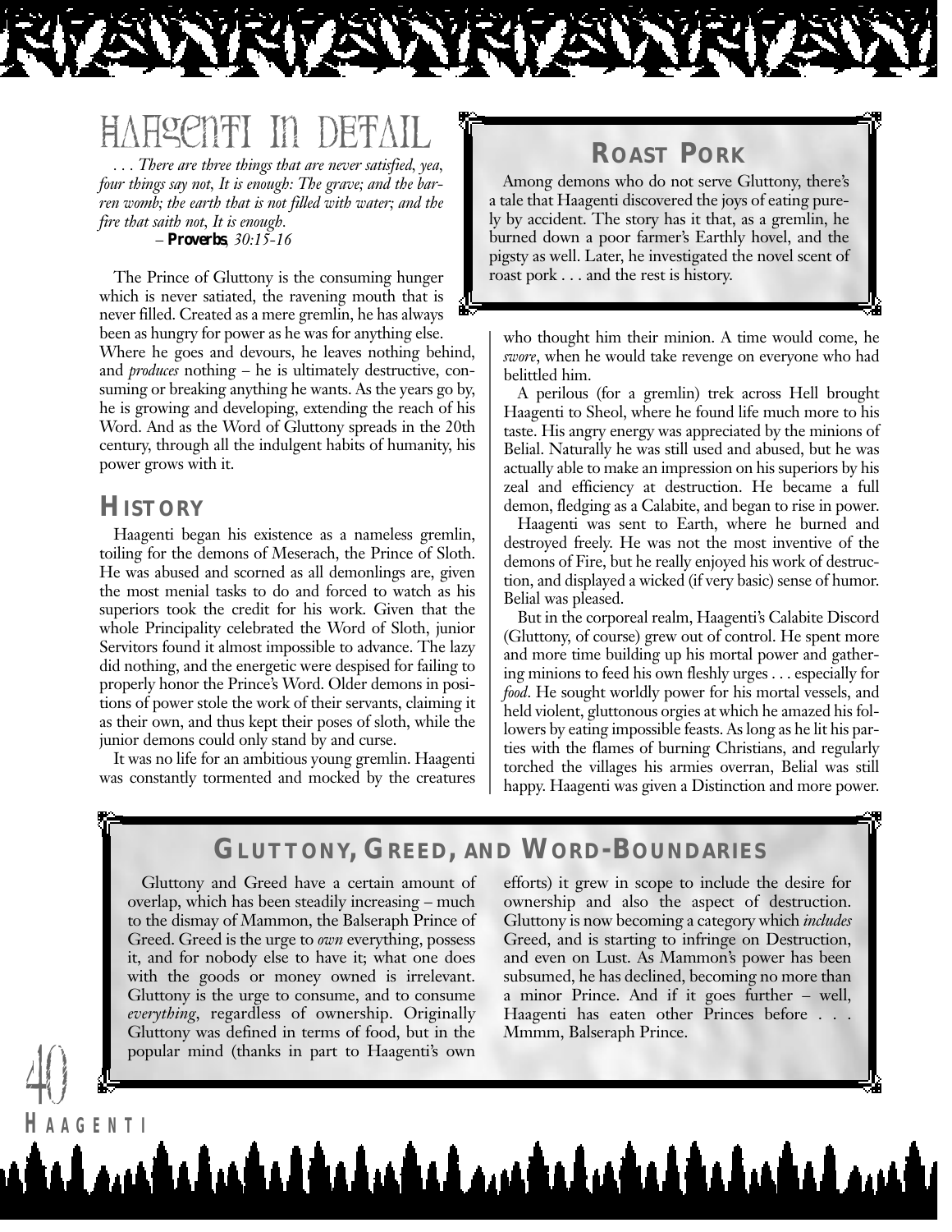# Haagenti in Detail

*. . . There are three things that are never satisfied, yea, four things say not, It is enough: The grave; and the barren womb; the earth that is not filled with water; and the fire that saith not, It is enough.*

– ***Proverbs**, 30:15-16*

The Prince of Gluttony is the consuming hunger which is never satiated, the ravening mouth that is never filled. Created as a mere gremlin, he has always been as hungry for power as he was for anything else. Where he goes and devours, he leaves nothing behind, and *produces* nothing – he is ultimately destructive, consuming or breaking anything he wants. As the years go by, he is growing and developing, extending the reach of his Word. And as the Word of Gluttony spreads in the 20th century, through all the indulgent habits of humanity, his power grows with it.

## History

Haagenti began his existence as a nameless gremlin, toiling for the demons of Meserach, the Prince of Sloth. He was abused and scorned as all demonlings are, given the most menial tasks to do and forced to watch as his superiors took the credit for his work. Given that the whole Principality celebrated the Word of Sloth, junior Servitors found it almost impossible to advance. The lazy did nothing, and the energetic were despised for failing to properly honor the Prince's Word. Older demons in positions of power stole the work of their servants, claiming it as their own, and thus kept their poses of sloth, while the junior demons could only stand by and curse.

It was no life for an ambitious young gremlin. Haagenti was constantly tormented and mocked by the creatures who thought him their minion. A time would come, he *swore*, when he would take revenge on everyone who had belittled him.

A perilous (for a gremlin) trek across Hell brought Haagenti to Sheol, where he found life much more to his taste. His angry energy was appreciated by the minions of Belial. Naturally he was still used and abused, but he was actually able to make an impression on his superiors by his zeal and efficiency at destruction. He became a full demon, fledging as a Calabite, and began to rise in power.

Haagenti was sent to Earth, where he burned and destroyed freely. He was not the most inventive of the demons of Fire, but he really enjoyed his work of destruction, and displayed a wicked (if very basic) sense of humor. Belial was pleased.

But in the corporeal realm, Haagenti's Calabite Discord (Gluttony, of course) grew out of control. He spent more and more time building up his mortal power and gathering minions to feed his own fleshly urges . . . especially for *food*. He sought worldly power for his mortal vessels, and held violent, gluttonous orgies at which he amazed his followers by eating impossible feasts. As long as he lit his parties with the flames of burning Christians, and regularly torched the villages his armies overran, Belial was still happy. Haagenti was given a Distinction and more power.

### Roast Pork

Among demons who do not serve Gluttony, there's a tale that Haagenti discovered the joys of eating purely by accident. The story has it that, as a gremlin, he burned down a poor farmer's Earthly hovel, and the pigsty as well. Later, he investigated the novel scent of roast pork . . . and the rest is history.

### Gluttony, Greed, and Word-Boundaries

Gluttony and Greed have a certain amount of overlap, which has been steadily increasing – much to the dismay of Mammon, the Balseraph Prince of Greed. Greed is the urge to *own* everything, possess it, and for nobody else to have it; what one does with the goods or money owned is irrelevant. Gluttony is the urge to consume, and to consume *everything*, regardless of ownership. Originally Gluttony was defined in terms of food, but in the popular mind (thanks in part to Haagenti's own efforts) it grew in scope to include the desire for ownership and also the aspect of destruction. Gluttony is now becoming a category which *includes* Greed, and is starting to infringe on Destruction, and even on Lust. As Mammon's power has been subsumed, he has declined, becoming no more than a minor Prince. And if it goes further – well, Haagenti has eaten other Princes before . . . Mmmm, Balseraph Prince.